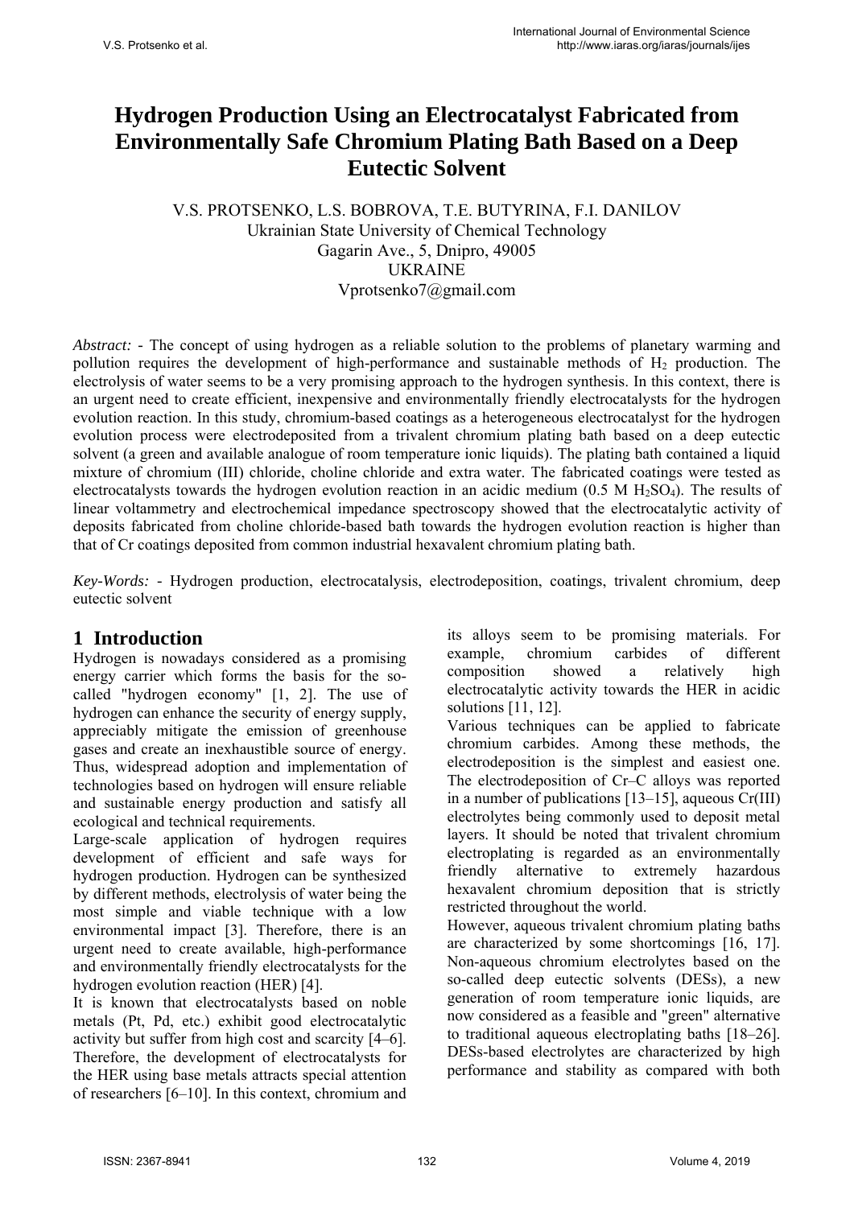# Hydrogen Production Using an Electrocatalyst Fabricated from Environmentally Safe Chromium Plating Bath Based on a Deep Eutectic Solvent

V.S. PROTSENKO, L.S. BOBROVA, T.E. BUTYRINA, F.I. DANILOV
Ukrainian State University of Chemical Technology
Gagarin Ave., 5, Dnipro, 49005
UKRAINE
Vprotsenko7@gmail.com

*Abstract:* - The concept of using hydrogen as a reliable solution to the problems of planetary warming and pollution requires the development of high-performance and sustainable methods of $H_2$ production. The electrolysis of water seems to be a very promising approach to the hydrogen synthesis. In this context, there is an urgent need to create efficient, inexpensive and environmentally friendly electrocatalysts for the hydrogen evolution reaction. In this study, chromium-based coatings as a heterogeneous electrocatalyst for the hydrogen evolution process were electrodeposited from a trivalent chromium plating bath based on a deep eutectic solvent (a green and available analogue of room temperature ionic liquids). The plating bath contained a liquid mixture of chromium (III) chloride, choline chloride and extra water. The fabricated coatings were tested as electrocatalysts towards the hydrogen evolution reaction in an acidic medium (0.5 M $H_2SO_4$). The results of linear voltammetry and electrochemical impedance spectroscopy showed that the electrocatalytic activity of deposits fabricated from choline chloride-based bath towards the hydrogen evolution reaction is higher than that of Cr coatings deposited from common industrial hexavalent chromium plating bath.

*Key-Words:* - Hydrogen production, electrocatalysis, electrodeposition, coatings, trivalent chromium, deep eutectic solvent

## 1 Introduction

Hydrogen is nowadays considered as a promising energy carrier which forms the basis for the so-called "hydrogen economy" [1, 2]. The use of hydrogen can enhance the security of energy supply, appreciably mitigate the emission of greenhouse gases and create an inexhaustible source of energy. Thus, widespread adoption and implementation of technologies based on hydrogen will ensure reliable and sustainable energy production and satisfy all ecological and technical requirements.

Large-scale application of hydrogen requires development of efficient and safe ways for hydrogen production. Hydrogen can be synthesized by different methods, electrolysis of water being the most simple and viable technique with a low environmental impact [3]. Therefore, there is an urgent need to create available, high-performance and environmentally friendly electrocatalysts for the hydrogen evolution reaction (HER) [4].

It is known that electrocatalysts based on noble metals (Pt, Pd, etc.) exhibit good electrocatalytic activity but suffer from high cost and scarcity [4–6]. Therefore, the development of electrocatalysts for the HER using base metals attracts special attention of researchers [6–10]. In this context, chromium and its alloys seem to be promising materials. For example, chromium carbides of different composition showed a relatively high electrocatalytic activity towards the HER in acidic solutions [11, 12].

Various techniques can be applied to fabricate chromium carbides. Among these methods, the electrodeposition is the simplest and easiest one. The electrodeposition of Cr–C alloys was reported in a number of publications [13–15], aqueous Cr(III) electrolytes being commonly used to deposit metal layers. It should be noted that trivalent chromium electroplating is regarded as an environmentally friendly alternative to extremely hazardous hexavalent chromium deposition that is strictly restricted throughout the world.

However, aqueous trivalent chromium plating baths are characterized by some shortcomings [16, 17]. Non-aqueous chromium electrolytes based on the so-called deep eutectic solvents (DESs), a new generation of room temperature ionic liquids, are now considered as a feasible and "green" alternative to traditional aqueous electroplating baths [18–26]. DESs-based electrolytes are characterized by high performance and stability as compared with both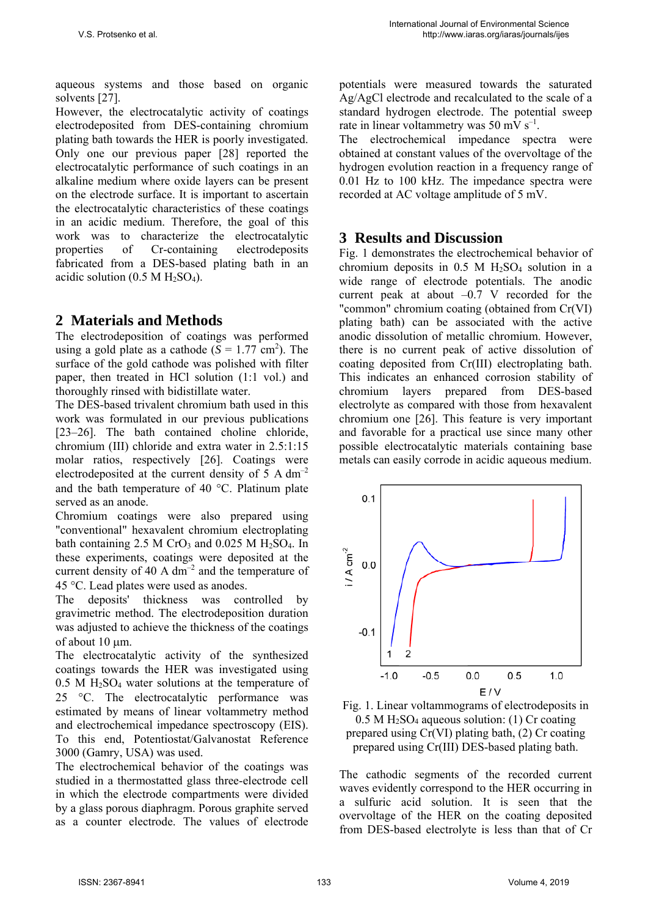aqueous systems and those based on organic solvents [27].

However, the electrocatalytic activity of coatings electrodeposited from DES-containing chromium plating bath towards the HER is poorly investigated. Only one our previous paper [28] reported the electrocatalytic performance of such coatings in an alkaline medium where oxide layers can be present on the electrode surface. It is important to ascertain the electrocatalytic characteristics of these coatings in an acidic medium. Therefore, the goal of this work was to characterize the electrocatalytic properties of Cr-containing electrodeposits fabricated from a DES-based plating bath in an acidic solution (0.5 M $H_2SO_4$).

## 2 Materials and Methods

The electrodeposition of coatings was performed using a gold plate as a cathode ($S$ = 1.77 $cm^2$). The surface of the gold cathode was polished with filter paper, then treated in HCl solution (1:1 vol.) and thoroughly rinsed with bidistillate water.

The DES-based trivalent chromium bath used in this work was formulated in our previous publications [23–26]. The bath contained choline chloride, chromium (III) chloride and extra water in 2.5:1:15 molar ratios, respectively [26]. Coatings were electrodeposited at the current density of 5 A $dm^{-2}$ and the bath temperature of 40 °C. Platinum plate served as an anode.

Chromium coatings were also prepared using "conventional" hexavalent chromium electroplating bath containing 2.5 M $CrO_3$ and 0.025 M $H_2SO_4$. In these experiments, coatings were deposited at the current density of 40 A $dm^{-2}$ and the temperature of 45 °C. Lead plates were used as anodes.

The deposits' thickness was controlled by gravimetric method. The electrodeposition duration was adjusted to achieve the thickness of the coatings of about 10 µm.

The electrocatalytic activity of the synthesized coatings towards the HER was investigated using 0.5 M $H_2SO_4$ water solutions at the temperature of 25 °C. The electrocatalytic performance was estimated by means of linear voltammetry method and electrochemical impedance spectroscopy (EIS). To this end, Potentiostat/Galvanostat Reference 3000 (Gamry, USA) was used.

The electrochemical behavior of the coatings was studied in a thermostatted glass three-electrode cell in which the electrode compartments were divided by a glass porous diaphragm. Porous graphite served as a counter electrode. The values of electrode potentials were measured towards the saturated Ag/AgCl electrode and recalculated to the scale of a standard hydrogen electrode. The potential sweep rate in linear voltammetry was 50 mV $s^{-1}$.

The electrochemical impedance spectra were obtained at constant values of the overvoltage of the hydrogen evolution reaction in a frequency range of 0.01 Hz to 100 kHz. The impedance spectra were recorded at AC voltage amplitude of 5 mV.

## 3 Results and Discussion

Fig. 1 demonstrates the electrochemical behavior of chromium deposits in 0.5 M $H_2SO_4$ solution in a wide range of electrode potentials. The anodic current peak at about –0.7 V recorded for the "common" chromium coating (obtained from Cr(VI) plating bath) can be associated with the active anodic dissolution of metallic chromium. However, there is no current peak of active dissolution of coating deposited from Cr(III) electroplating bath. This indicates an enhanced corrosion stability of chromium layers prepared from DES-based electrolyte as compared with those from hexavalent chromium one [26]. This feature is very important and favorable for a practical use since many other possible electrocatalytic materials containing base metals can easily corrode in acidic aqueous medium.

0.1
0.0
-0.1
i / A cm$^{-2}$
1
2
-1.0
-0.5
0.0
0.5
1.0
E / V

Fig. 1. Linear voltammograms of electrodeposits in 0.5 M $H_2SO_4$ aqueous solution: (1) Cr coating prepared using Cr(VI) plating bath, (2) Cr coating prepared using Cr(III) DES-based plating bath.

The cathodic segments of the recorded current waves evidently correspond to the HER occurring in a sulfuric acid solution. It is seen that the overvoltage of the HER on the coating deposited from DES-based electrolyte is less than that of Cr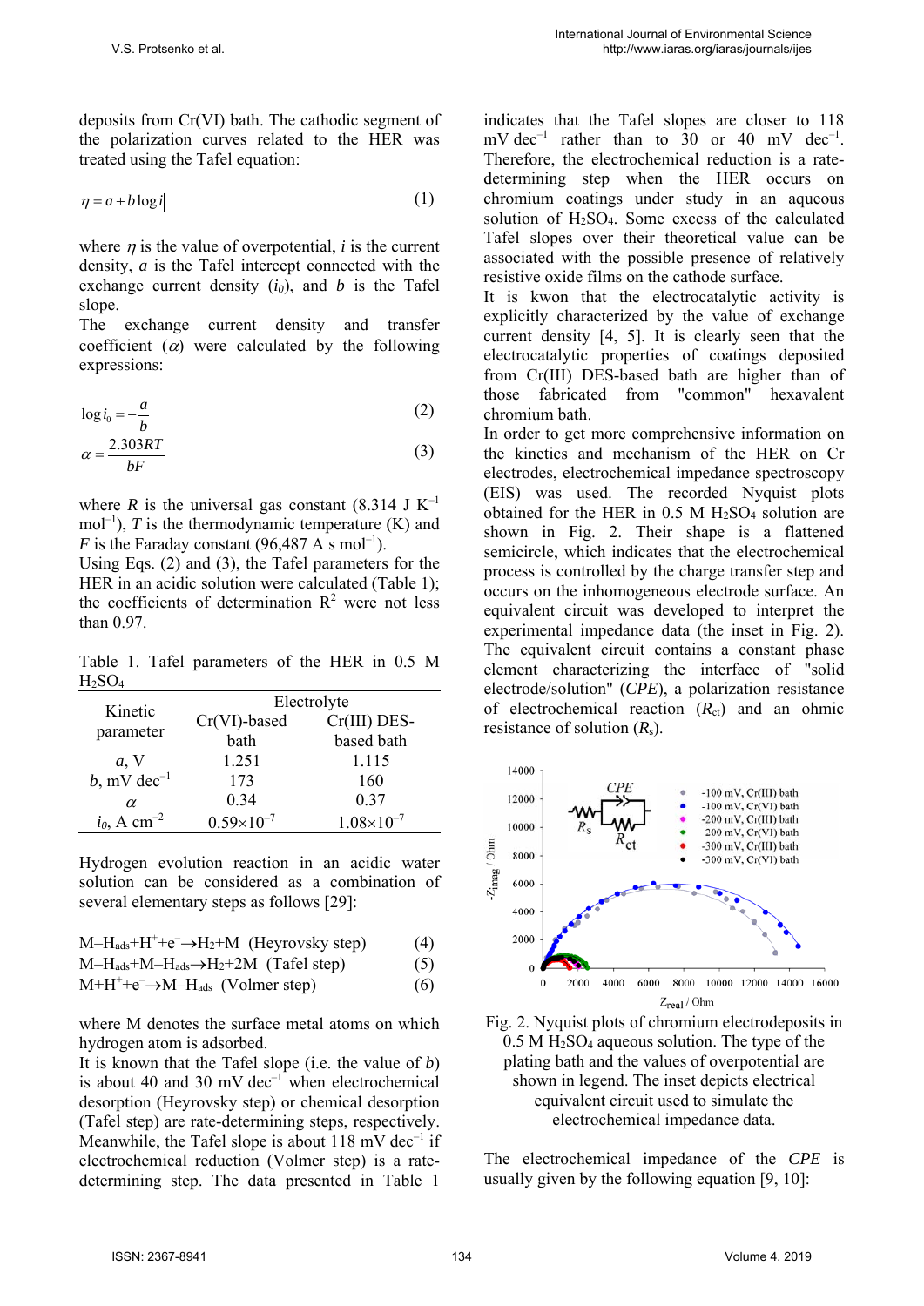deposits from Cr(VI) bath. The cathodic segment of the polarization curves related to the HER was treated using the Tafel equation:

$$\eta = a + b\log|i| \tag{1}$$

where $\eta$ is the value of overpotential, $i$ is the current density, $a$ is the Tafel intercept connected with the exchange current density ($i_0$), and $b$ is the Tafel slope.

The exchange current density and transfer coefficient ($\alpha$) were calculated by the following expressions:

$$\log i_0 = -\frac{a}{b} \tag{2}$$

$$\alpha = \frac{2.303RT}{bF} \tag{3}$$

where $R$ is the universal gas constant (8.314 J $K^{-1}$ $mol^{-1}$), $T$ is the thermodynamic temperature (K) and $F$ is the Faraday constant (96,487 A s $mol^{-1}$).

Using Eqs. (2) and (3), the Tafel parameters for the HER in an acidic solution were calculated (Table 1); the coefficients of determination $R^2$ were not less than 0.97.

Table 1. Tafel parameters of the HER in 0.5 M $H_2SO_4$

| Kinetic parameter | Electrolyte | |
|---|---|---|
| | Cr(VI)-based bath | Cr(III) DES-based bath |
| $a$, V | 1.251 | 1.115 |
| $b$, mV $dec^{-1}$ | 173 | 160 |
| $\alpha$ | 0.34 | 0.37 |
| $i_0$, A $cm^{-2}$ | $0.59\times10^{-7}$ | $1.08\times10^{-7}$ |

Hydrogen evolution reaction in an acidic water solution can be considered as a combination of several elementary steps as follows [29]:

$$M–H_{ads}+H^{+}+e^{-}\rightarrow H_2+M \quad \text{(Heyrovsky step)} \tag{4}$$

$$M–H_{ads}+M–H_{ads}\rightarrow H_2+2M \quad \text{(Tafel step)} \tag{5}$$

$$M+H^{+}+e^{-}\rightarrow M–H_{ads} \quad \text{(Volmer step)} \tag{6}$$

where M denotes the surface metal atoms on which hydrogen atom is adsorbed.

It is known that the Tafel slope (i.e. the value of $b$) is about 40 and 30 mV $dec^{-1}$ when electrochemical desorption (Heyrovsky step) or chemical desorption (Tafel step) are rate-determining steps, respectively. Meanwhile, the Tafel slope is about 118 mV $dec^{-1}$ if electrochemical reduction (Volmer step) is a rate-determining step. The data presented in Table 1 indicates that the Tafel slopes are closer to 118 mV $dec^{-1}$ rather than to 30 or 40 mV $dec^{-1}$. Therefore, the electrochemical reduction is a rate-determining step when the HER occurs on chromium coatings under study in an aqueous solution of $H_2SO_4$. Some excess of the calculated Tafel slopes over their theoretical value can be associated with the possible presence of relatively resistive oxide films on the cathode surface.

It is kwon that the electrocatalytic activity is explicitly characterized by the value of exchange current density [4, 5]. It is clearly seen that the electrocatalytic properties of coatings deposited from Cr(III) DES-based bath are higher than of those fabricated from "common" hexavalent chromium bath.

In order to get more comprehensive information on the kinetics and mechanism of the HER on Cr electrodes, electrochemical impedance spectroscopy (EIS) was used. The recorded Nyquist plots obtained for the HER in 0.5 M $H_2SO_4$ solution are shown in Fig. 2. Their shape is a flattened semicircle, which indicates that the electrochemical process is controlled by the charge transfer step and occurs on the inhomogeneous electrode surface. An equivalent circuit was developed to interpret the experimental impedance data (the inset in Fig. 2). The equivalent circuit contains a constant phase element characterizing the interface of "solid electrode/solution" (*CPE*), a polarization resistance of electrochemical reaction ($R_{ct}$) and an ohmic resistance of solution ($R_s$).

CPE
$R_s$
$R_{ct}$
-100 mV, Cr(III) bath
-100 mV, Cr(VI) bath
-200 mV, Cr(III) bath
-200 mV, Cr(VI) bath
-300 mV, Cr(III) bath
-300 mV, Cr(VI) bath
$-Z_{imag}$ / Ohm
$Z_{real}$ / Ohm
0
2000
4000
6000
8000
10000
12000
14000
16000

Fig. 2. Nyquist plots of chromium electrodeposits in 0.5 M $H_2SO_4$ aqueous solution. The type of the plating bath and the values of overpotential are shown in legend. The inset depicts electrical equivalent circuit used to simulate the electrochemical impedance data.

The electrochemical impedance of the *CPE* is usually given by the following equation [9, 10]: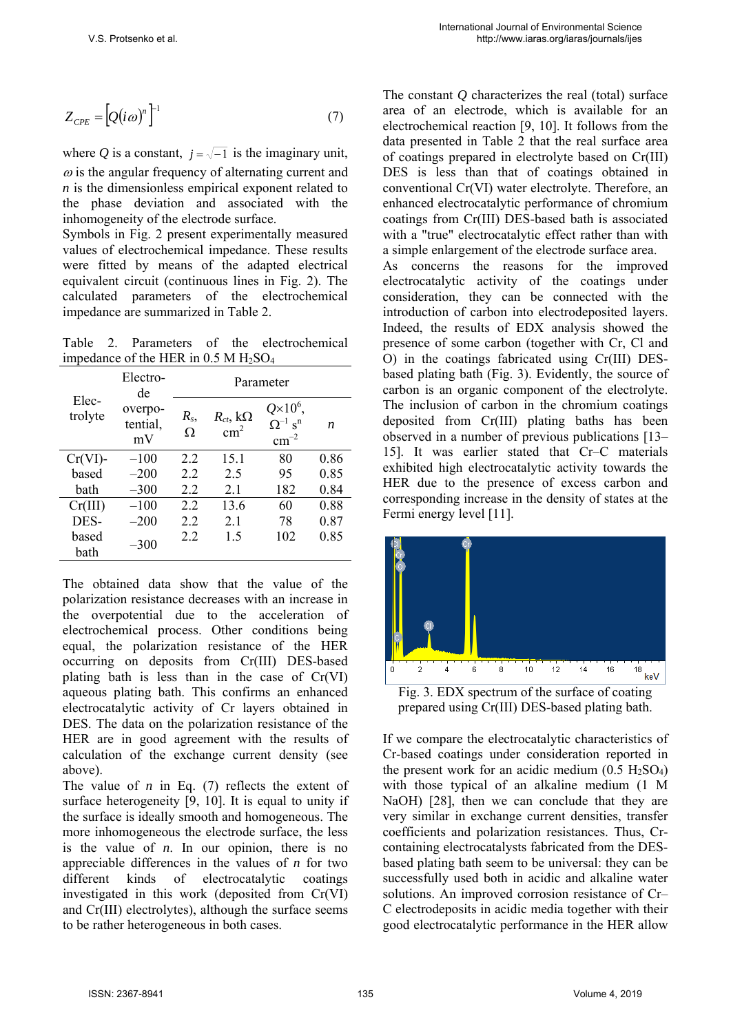$$Z_{CPE} = \left[ Q(i\omega)^n \right]^{-1} \qquad (7)$$

where $Q$ is a constant, $j = \sqrt{-1}$ is the imaginary unit, $\omega$ is the angular frequency of alternating current and $n$ is the dimensionless empirical exponent related to the phase deviation and associated with the inhomogeneity of the electrode surface.

Symbols in Fig. 2 present experimentally measured values of electrochemical impedance. These results were fitted by means of the adapted electrical equivalent circuit (continuous lines in Fig. 2). The calculated parameters of the electrochemical impedance are summarized in Table 2.

Table 2. Parameters of the electrochemical impedance of the HER in 0.5 M $H_2SO_4$

| Electrolyte | Electrode overpotential, mV | Parameter | | | |
|---|---|---|---|---|---|
| | | $R_s$, Ω | $R_{ct}$, kΩ cm$^2$ | $Q\times10^6$, $\Omega^{-1}$ s$^n$ cm$^{-2}$ | $n$ |
| Cr(VI)-based bath | –100 | 2.2 | 15.1 | 80 | 0.86 |
| | –200 | 2.2 | 2.5 | 95 | 0.85 |
| | –300 | 2.2 | 2.1 | 182 | 0.84 |
| Cr(III) DES-based bath | –100 | 2.2 | 13.6 | 60 | 0.88 |
| | –200 | 2.2 | 2.1 | 78 | 0.87 |
| | –300 | 2.2 | 1.5 | 102 | 0.85 |

The obtained data show that the value of the polarization resistance decreases with an increase in the overpotential due to the acceleration of electrochemical process. Other conditions being equal, the polarization resistance of the HER occurring on deposits from Cr(III) DES-based plating bath is less than in the case of Cr(VI) aqueous plating bath. This confirms an enhanced electrocatalytic activity of Cr layers obtained in DES. The data on the polarization resistance of the HER are in good agreement with the results of calculation of the exchange current density (see above).

The value of $n$ in Eq. (7) reflects the extent of surface heterogeneity [9, 10]. It is equal to unity if the surface is ideally smooth and homogeneous. The more inhomogeneous the electrode surface, the less is the value of $n$. In our opinion, there is no appreciable differences in the values of $n$ for two different kinds of electrocatalytic coatings investigated in this work (deposited from Cr(VI) and Cr(III) electrolytes), although the surface seems to be rather heterogeneous in both cases.

The constant $Q$ characterizes the real (total) surface area of an electrode, which is available for an electrochemical reaction [9, 10]. It follows from the data presented in Table 2 that the real surface area of coatings prepared in electrolyte based on Cr(III) DES is less than that of coatings obtained in conventional Cr(VI) water electrolyte. Therefore, an enhanced electrocatalytic performance of chromium coatings from Cr(III) DES-based bath is associated with a "true" electrocatalytic effect rather than with a simple enlargement of the electrode surface area.

As concerns the reasons for the improved electrocatalytic activity of the coatings under consideration, they can be connected with the introduction of carbon into electrodeposited layers. Indeed, the results of EDX analysis showed the presence of some carbon (together with Cr, Cl and O) in the coatings fabricated using Cr(III) DES-based plating bath (Fig. 3). Evidently, the source of carbon is an organic component of the electrolyte. The inclusion of carbon in the chromium coatings deposited from Cr(III) plating baths has been observed in a number of previous publications [13–15]. It was earlier stated that Cr–C materials exhibited high electrocatalytic activity towards the HER due to the presence of excess carbon and corresponding increase in the density of states at the Fermi energy level [11].

Cl Cr O Cl C Cr

0 2 4 6 8 10 12 14 16 18 keV

Fig. 3. EDX spectrum of the surface of coating prepared using Cr(III) DES-based plating bath.

If we compare the electrocatalytic characteristics of Cr-based coatings under consideration reported in the present work for an acidic medium (0.5 $H_2SO_4$) with those typical of an alkaline medium (1 M NaOH) [28], then we can conclude that they are very similar in exchange current densities, transfer coefficients and polarization resistances. Thus, Cr-containing electrocatalysts fabricated from the DES-based plating bath seem to be universal: they can be successfully used both in acidic and alkaline water solutions. An improved corrosion resistance of Cr–C electrodeposits in acidic media together with their good electrocatalytic performance in the HER allow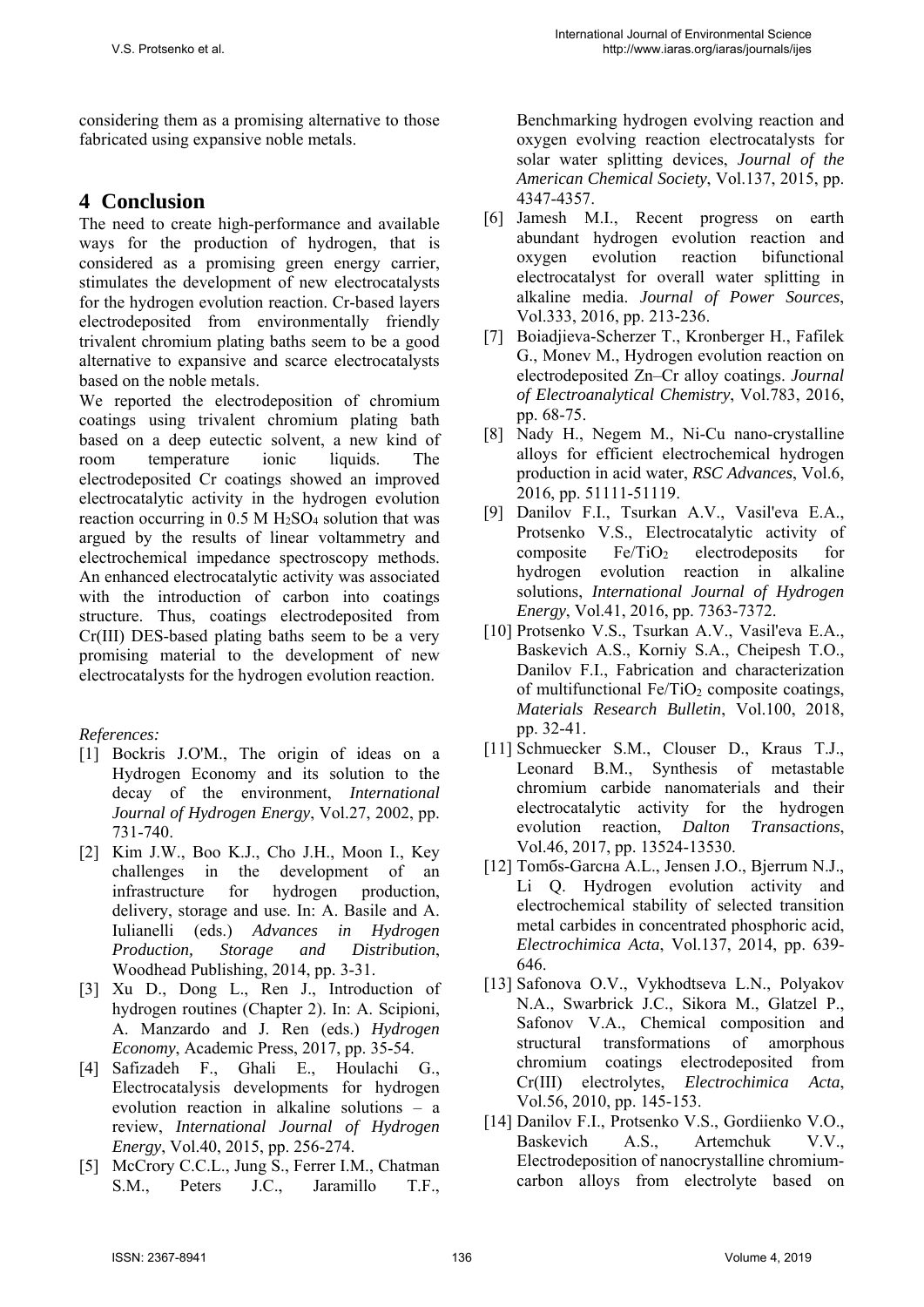considering them as a promising alternative to those fabricated using expansive noble metals.

## 4 Conclusion

The need to create high-performance and available ways for the production of hydrogen, that is considered as a promising green energy carrier, stimulates the development of new electrocatalysts for the hydrogen evolution reaction. Cr-based layers electrodeposited from environmentally friendly trivalent chromium plating baths seem to be a good alternative to expansive and scarce electrocatalysts based on the noble metals.

We reported the electrodeposition of chromium coatings using trivalent chromium plating bath based on a deep eutectic solvent, a new kind of room temperature ionic liquids. The electrodeposited Cr coatings showed an improved electrocatalytic activity in the hydrogen evolution reaction occurring in 0.5 M $H_2SO_4$ solution that was argued by the results of linear voltammetry and electrochemical impedance spectroscopy methods. An enhanced electrocatalytic activity was associated with the introduction of carbon into coatings structure. Thus, coatings electrodeposited from Cr(III) DES-based plating baths seem to be a very promising material to the development of new electrocatalysts for the hydrogen evolution reaction.

*References:*

[1] Bockris J.O'M., The origin of ideas on a Hydrogen Economy and its solution to the decay of the environment, *International Journal of Hydrogen Energy*, Vol.27, 2002, pp. 731-740.

[2] Kim J.W., Boo K.J., Cho J.H., Moon I., Key challenges in the development of an infrastructure for hydrogen production, delivery, storage and use. In: A. Basile and A. Iulianelli (eds.) *Advances in Hydrogen Production, Storage and Distribution*, Woodhead Publishing, 2014, pp. 3-31.

[3] Xu D., Dong L., Ren J., Introduction of hydrogen routines (Chapter 2). In: A. Scipioni, A. Manzardo and J. Ren (eds.) *Hydrogen Economy*, Academic Press, 2017, pp. 35-54.

[4] Safizadeh F., Ghali E., Houlachi G., Electrocatalysis developments for hydrogen evolution reaction in alkaline solutions – a review, *International Journal of Hydrogen Energy*, Vol.40, 2015, pp. 256-274.

[5] McCrory C.C.L., Jung S., Ferrer I.M., Chatman S.M., Peters J.C., Jaramillo T.F., Benchmarking hydrogen evolving reaction and oxygen evolving reaction electrocatalysts for solar water splitting devices, *Journal of the American Chemical Society*, Vol.137, 2015, pp. 4347-4357.

[6] Jamesh M.I., Recent progress on earth abundant hydrogen evolution reaction and oxygen evolution reaction bifunctional electrocatalyst for overall water splitting in alkaline media. *Journal of Power Sources*, Vol.333, 2016, pp. 213-236.

[7] Boiadjieva-Scherzer T., Kronberger H., Fafilek G., Monev M., Hydrogen evolution reaction on electrodeposited Zn–Cr alloy coatings. *Journal of Electroanalytical Chemistry*, Vol.783, 2016, pp. 68-75.

[8] Nady H., Negem M., Ni-Cu nano-crystalline alloys for efficient electrochemical hydrogen production in acid water, *RSC Advances*, Vol.6, 2016, pp. 51111-51119.

[9] Danilov F.I., Tsurkan A.V., Vasil'eva E.A., Protsenko V.S., Electrocatalytic activity of composite $Fe/TiO_2$ electrodeposits for hydrogen evolution reaction in alkaline solutions, *International Journal of Hydrogen Energy*, Vol.41, 2016, pp. 7363-7372.

[10] Protsenko V.S., Tsurkan A.V., Vasil'eva E.A., Baskevich A.S., Korniy S.A., Cheipesh T.O., Danilov F.I., Fabrication and characterization of multifunctional $Fe/TiO_2$ composite coatings, *Materials Research Bulletin*, Vol.100, 2018, pp. 32-41.

[11] Schmuecker S.M., Clouser D., Kraus T.J., Leonard B.M., Synthesis of metastable chromium carbide nanomaterials and their electrocatalytic activity for the hydrogen evolution reaction, *Dalton Transactions*, Vol.46, 2017, pp. 13524-13530.

[12] Tomбs-Garcнa A.L., Jensen J.O., Bjerrum N.J., Li Q. Hydrogen evolution activity and electrochemical stability of selected transition metal carbides in concentrated phosphoric acid, *Electrochimica Acta*, Vol.137, 2014, pp. 639-646.

[13] Safonova O.V., Vykhodtseva L.N., Polyakov N.A., Swarbrick J.C., Sikora M., Glatzel P., Safonov V.A., Chemical composition and structural transformations of amorphous chromium coatings electrodeposited from Cr(III) electrolytes, *Electrochimica Acta*, Vol.56, 2010, pp. 145-153.

[14] Danilov F.I., Protsenko V.S., Gordiienko V.O., Baskevich A.S., Artemchuk V.V., Electrodeposition of nanocrystalline chromium-carbon alloys from electrolyte based on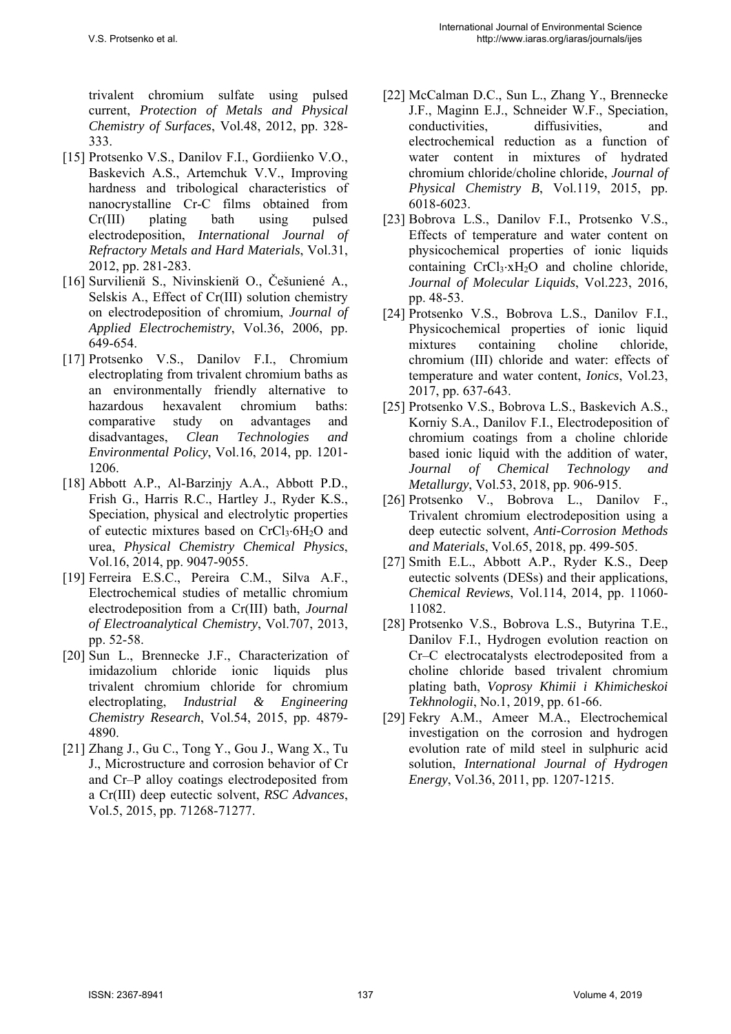trivalent chromium sulfate using pulsed current, *Protection of Metals and Physical Chemistry of Surfaces*, Vol.48, 2012, pp. 328-333.

[15] Protsenko V.S., Danilov F.I., Gordiienko V.O., Baskevich A.S., Artemchuk V.V., Improving hardness and tribological characteristics of nanocrystalline Cr-C films obtained from Cr(III) plating bath using pulsed electrodeposition, *International Journal of Refractory Metals and Hard Materials*, Vol.31, 2012, pp. 281-283.

[16] Survilienй S., Nivinskienй O., Češuniené A., Selskis A., Effect of Cr(III) solution chemistry on electrodeposition of chromium, *Journal of Applied Electrochemistry*, Vol.36, 2006, pp. 649-654.

[17] Protsenko V.S., Danilov F.I., Chromium electroplating from trivalent chromium baths as an environmentally friendly alternative to hazardous hexavalent chromium baths: comparative study on advantages and disadvantages, *Clean Technologies and Environmental Policy*, Vol.16, 2014, pp. 1201-1206.

[18] Abbott A.P., Al-Barzinjy A.A., Abbott P.D., Frish G., Harris R.C., Hartley J., Ryder K.S., Speciation, physical and electrolytic properties of eutectic mixtures based on $CrCl_3{\cdot}6H_2O$ and urea, *Physical Chemistry Chemical Physics*, Vol.16, 2014, pp. 9047-9055.

[19] Ferreira E.S.C., Pereira C.M., Silva A.F., Electrochemical studies of metallic chromium electrodeposition from a Cr(III) bath, *Journal of Electroanalytical Chemistry*, Vol.707, 2013, pp. 52-58.

[20] Sun L., Brennecke J.F., Characterization of imidazolium chloride ionic liquids plus trivalent chromium chloride for chromium electroplating, *Industrial & Engineering Chemistry Research*, Vol.54, 2015, pp. 4879-4890.

[21] Zhang J., Gu C., Tong Y., Gou J., Wang X., Tu J., Microstructure and corrosion behavior of Cr and Cr–P alloy coatings electrodeposited from a Cr(III) deep eutectic solvent, *RSC Advances*, Vol.5, 2015, pp. 71268-71277.

[22] McCalman D.C., Sun L., Zhang Y., Brennecke J.F., Maginn E.J., Schneider W.F., Speciation, conductivities, diffusivities, and electrochemical reduction as a function of water content in mixtures of hydrated chromium chloride/choline chloride, *Journal of Physical Chemistry B*, Vol.119, 2015, pp. 6018-6023.

[23] Bobrova L.S., Danilov F.I., Protsenko V.S., Effects of temperature and water content on physicochemical properties of ionic liquids containing $CrCl_3{\cdot}xH_2O$ and choline chloride, *Journal of Molecular Liquids*, Vol.223, 2016, pp. 48-53.

[24] Protsenko V.S., Bobrova L.S., Danilov F.I., Physicochemical properties of ionic liquid mixtures containing choline chloride, chromium (III) chloride and water: effects of temperature and water content, *Ionics*, Vol.23, 2017, pp. 637-643.

[25] Protsenko V.S., Bobrova L.S., Baskevich A.S., Korniy S.A., Danilov F.I., Electrodeposition of chromium coatings from a choline chloride based ionic liquid with the addition of water, *Journal of Chemical Technology and Metallurgy*, Vol.53, 2018, pp. 906-915.

[26] Protsenko V., Bobrova L., Danilov F., Trivalent chromium electrodeposition using a deep eutectic solvent, *Anti-Corrosion Methods and Materials*, Vol.65, 2018, pp. 499-505.

[27] Smith E.L., Abbott A.P., Ryder K.S., Deep eutectic solvents (DESs) and their applications, *Chemical Reviews*, Vol.114, 2014, pp. 11060-11082.

[28] Protsenko V.S., Bobrova L.S., Butyrina T.E., Danilov F.I., Hydrogen evolution reaction on Cr–C electrocatalysts electrodeposited from a choline chloride based trivalent chromium plating bath, *Voprosy Khimii i Khimicheskoi Tekhnologii*, No.1, 2019, pp. 61-66.

[29] Fekry A.M., Ameer M.A., Electrochemical investigation on the corrosion and hydrogen evolution rate of mild steel in sulphuric acid solution, *International Journal of Hydrogen Energy*, Vol.36, 2011, pp. 1207-1215.